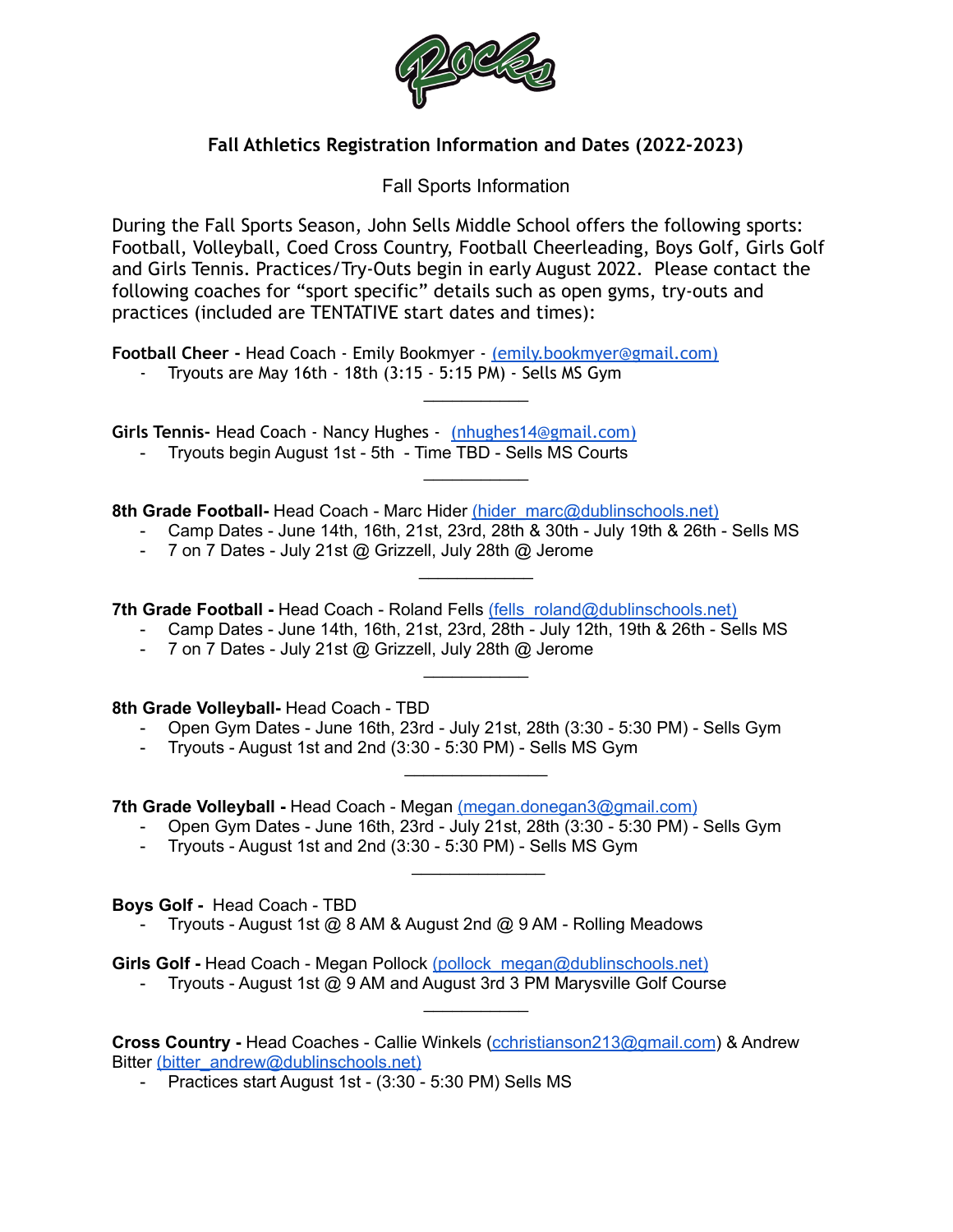## Fall Athletics Registration Information and Dates (2022-2023)

Fall Sports Information

During the Fall Sports Season, John Sells Middle School offers the following sports: Football, Volleyball, Coed Cross Country, Football Cheerleading, Boys Golf, Girls Golf and Girls Tennis. Practices/Try-Outs begin in early August 2022. Please contact the following coaches for "sport specific" details such as open gyms, try-outs and practices (included are TENTATIVE start dates and times):

**Football Cheer -** Head Coach - Emily Bookmyer - (emily.bookmyer@gmail.com)

- Tryouts are May 16th - 18th (3:15 - 5:15 PM) - Sells MS Gym

---

**Girls Tennis-** Head Coach - Nancy Hughes - (nhughes14@gmail.com)

- Tryouts begin August 1st - 5th - Time TBD - Sells MS Courts

---

**8th Grade Football-** Head Coach - Marc Hider (hider_marc@dublinschools.net)

- Camp Dates - June 14th, 16th, 21st, 23rd, 28th & 30th - July 19th & 26th - Sells MS
- 7 on 7 Dates - July 21st @ Grizzell, July 28th @ Jerome

---

**7th Grade Football -** Head Coach - Roland Fells (fells_roland@dublinschools.net)

- Camp Dates - June 14th, 16th, 21st, 23rd, 28th - July 12th, 19th & 26th - Sells MS
- 7 on 7 Dates - July 21st @ Grizzell, July 28th @ Jerome

---

**8th Grade Volleyball-** Head Coach - TBD

- Open Gym Dates - June 16th, 23rd - July 21st, 28th (3:30 - 5:30 PM) - Sells Gym
- Tryouts - August 1st and 2nd (3:30 - 5:30 PM) - Sells MS Gym

---

**7th Grade Volleyball -** Head Coach - Megan (megan.donegan3@gmail.com)

- Open Gym Dates - June 16th, 23rd - July 21st, 28th (3:30 - 5:30 PM) - Sells Gym
- Tryouts - August 1st and 2nd (3:30 - 5:30 PM) - Sells MS Gym

---

**Boys Golf -** Head Coach - TBD

- Tryouts - August 1st @ 8 AM & August 2nd @ 9 AM - Rolling Meadows

**Girls Golf -** Head Coach - Megan Pollock (pollock_megan@dublinschools.net)

- Tryouts - August 1st @ 9 AM and August 3rd 3 PM Marysville Golf Course

---

**Cross Country -** Head Coaches - Callie Winkels (cchristianson213@gmail.com) & Andrew Bitter (bitter_andrew@dublinschools.net)

- Practices start August 1st - (3:30 - 5:30 PM) Sells MS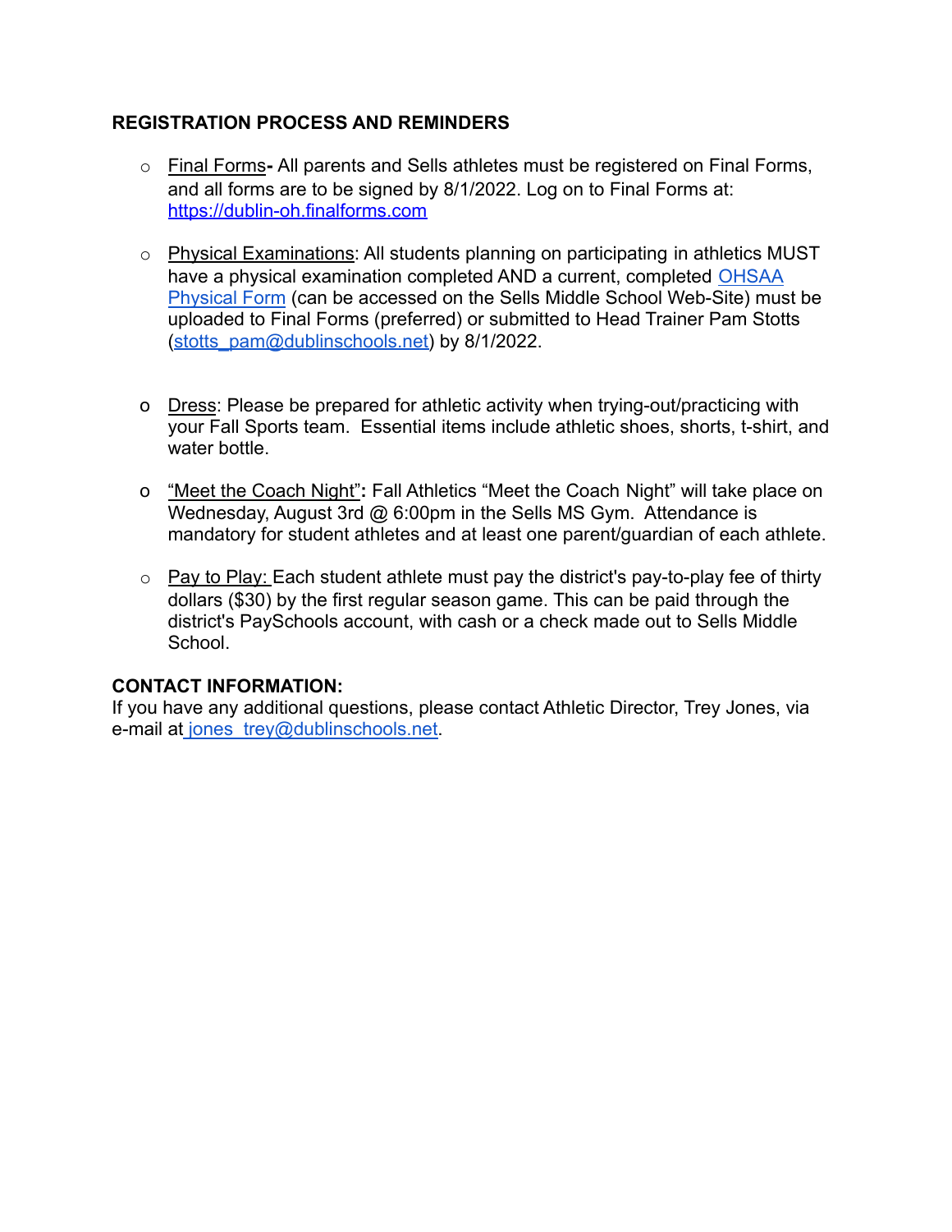**REGISTRATION PROCESS AND REMINDERS**

- Final Forms**-** All parents and Sells athletes must be registered on Final Forms, and all forms are to be signed by 8/1/2022. Log on to Final Forms at: https://dublin-oh.finalforms.com

- Physical Examinations: All students planning on participating in athletics MUST have a physical examination completed AND a current, completed OHSAA Physical Form (can be accessed on the Sells Middle School Web-Site) must be uploaded to Final Forms (preferred) or submitted to Head Trainer Pam Stotts (stotts_pam@dublinschools.net) by 8/1/2022.

- Dress: Please be prepared for athletic activity when trying-out/practicing with your Fall Sports team. Essential items include athletic shoes, shorts, t-shirt, and water bottle.

- "Meet the Coach Night"**:** Fall Athletics "Meet the Coach Night" will take place on Wednesday, August 3rd @ 6:00pm in the Sells MS Gym. Attendance is mandatory for student athletes and at least one parent/guardian of each athlete.

- Pay to Play: Each student athlete must pay the district's pay-to-play fee of thirty dollars ($30) by the first regular season game. This can be paid through the district's PaySchools account, with cash or a check made out to Sells Middle School.

**CONTACT INFORMATION:**
If you have any additional questions, please contact Athletic Director, Trey Jones, via e-mail at jones_trey@dublinschools.net.